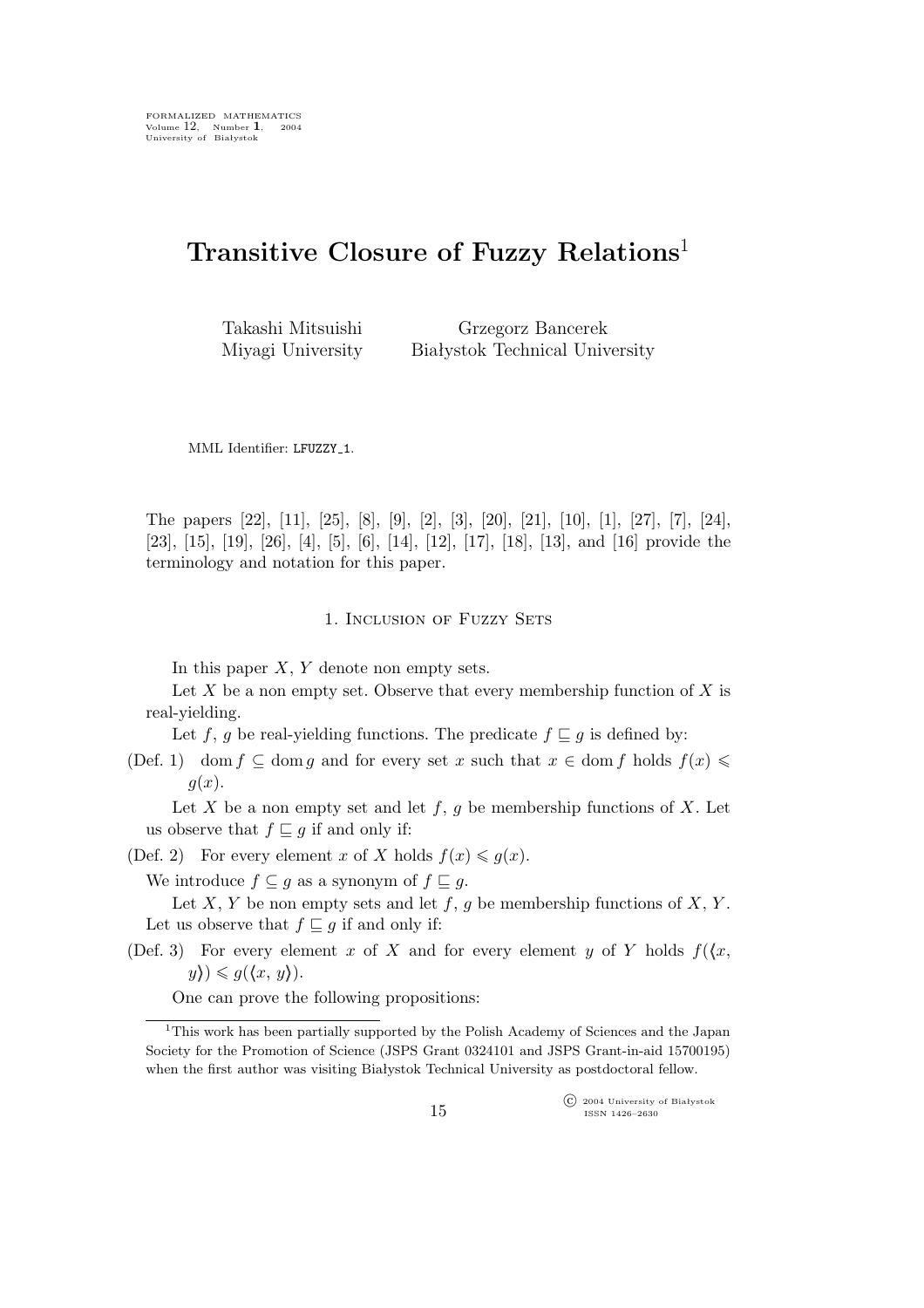# Transitive Closure of Fuzzy Relations[1]

Takashi Mitsuishi
Miyagi University

Grzegorz Bancerek
Białystok Technical University

MML Identifier: LFUZZY_1.

The papers [22], [11], [25], [8], [9], [2], [3], [20], [21], [10], [1], [27], [7], [24], [23], [15], [19], [26], [4], [5], [6], [14], [12], [17], [18], [13], and [16] provide the terminology and notation for this paper.

## 1. Inclusion of Fuzzy Sets

In this paper $X$, $Y$ denote non empty sets.

Let $X$ be a non empty set. Observe that every membership function of $X$ is real-yielding.

Let $f$, $g$ be real-yielding functions. The predicate $f \sqsubseteq g$ is defined by:

(Def. 1) $\operatorname{dom} f \subseteq \operatorname{dom} g$ and for every set $x$ such that $x \in \operatorname{dom} f$ holds $f(x) \leqslant g(x)$.

Let $X$ be a non empty set and let $f$, $g$ be membership functions of $X$. Let us observe that $f \sqsubseteq g$ if and only if:

(Def. 2) For every element $x$ of $X$ holds $f(x) \leqslant g(x)$.

We introduce $f \subseteq g$ as a synonym of $f \sqsubseteq g$.

Let $X$, $Y$ be non empty sets and let $f$, $g$ be membership functions of $X$, $Y$. Let us observe that $f \sqsubseteq g$ if and only if:

(Def. 3) For every element $x$ of $X$ and for every element $y$ of $Y$ holds $f(\langle x, y\rangle) \leqslant g(\langle x, y\rangle)$.

One can prove the following propositions:

[1] This work has been partially supported by the Polish Academy of Sciences and the Japan Society for the Promotion of Science (JSPS Grant 0324101 and JSPS Grant-in-aid 15700195) when the first author was visiting Białystok Technical University as postdoctoral fellow.

© 2004 University of Białystok
ISSN 1426–2630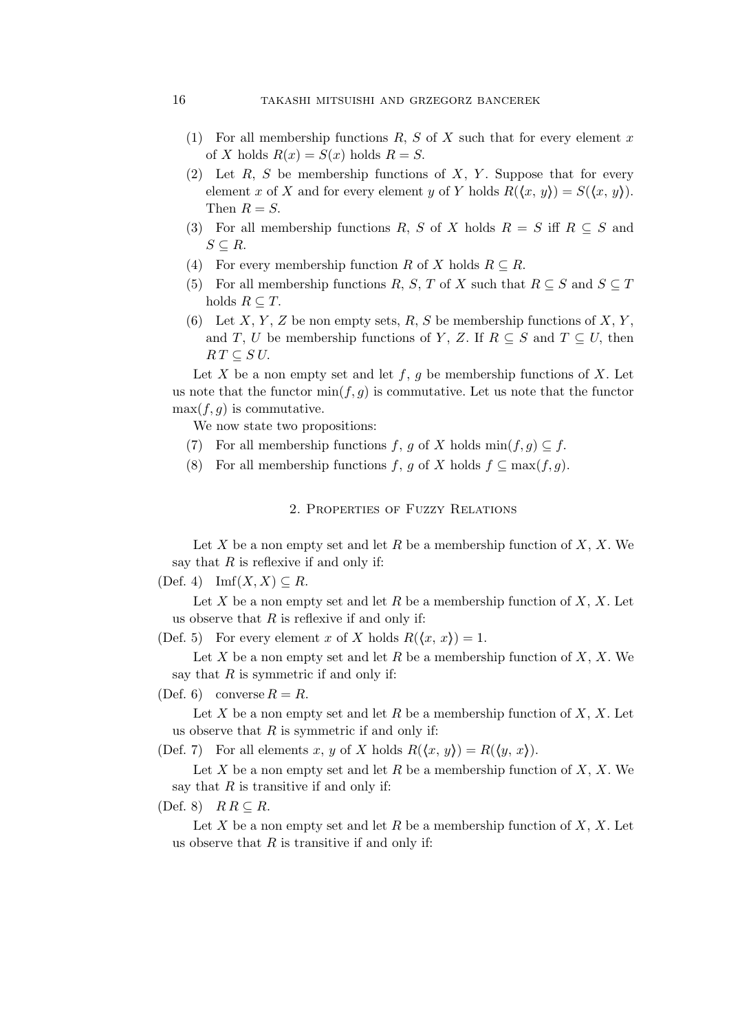(1) For all membership functions $R$, $S$ of $X$ such that for every element $x$ of $X$ holds $R(x) = S(x)$ holds $R = S$.

(2) Let $R$, $S$ be membership functions of $X$, $Y$. Suppose that for every element $x$ of $X$ and for every element $y$ of $Y$ holds $R(\langle x, y \rangle) = S(\langle x, y \rangle)$. Then $R = S$.

(3) For all membership functions $R$, $S$ of $X$ holds $R = S$ iff $R \subseteq S$ and $S \subseteq R$.

(4) For every membership function $R$ of $X$ holds $R \subseteq R$.

(5) For all membership functions $R$, $S$, $T$ of $X$ such that $R \subseteq S$ and $S \subseteq T$ holds $R \subseteq T$.

(6) Let $X$, $Y$, $Z$ be non empty sets, $R$, $S$ be membership functions of $X$, $Y$, and $T$, $U$ be membership functions of $Y$, $Z$. If $R \subseteq S$ and $T \subseteq U$, then $R\,T \subseteq S\,U$.

Let $X$ be a non empty set and let $f$, $g$ be membership functions of $X$. Let us note that the functor $\min(f, g)$ is commutative. Let us note that the functor $\max(f, g)$ is commutative.

We now state two propositions:

(7) For all membership functions $f$, $g$ of $X$ holds $\min(f, g) \subseteq f$.

(8) For all membership functions $f$, $g$ of $X$ holds $f \subseteq \max(f, g)$.

## 2. Properties of Fuzzy Relations

Let $X$ be a non empty set and let $R$ be a membership function of $X$, $X$. We say that $R$ is reflexive if and only if:

(Def. 4) $\mathrm{Imf}(X, X) \subseteq R$.

Let $X$ be a non empty set and let $R$ be a membership function of $X$, $X$. Let us observe that $R$ is reflexive if and only if:

(Def. 5) For every element $x$ of $X$ holds $R(\langle x, x \rangle) = 1$.

Let $X$ be a non empty set and let $R$ be a membership function of $X$, $X$. We say that $R$ is symmetric if and only if:

(Def. 6) $\mathrm{converse}\, R = R$.

Let $X$ be a non empty set and let $R$ be a membership function of $X$, $X$. Let us observe that $R$ is symmetric if and only if:

(Def. 7) For all elements $x$, $y$ of $X$ holds $R(\langle x, y \rangle) = R(\langle y, x \rangle)$.

Let $X$ be a non empty set and let $R$ be a membership function of $X$, $X$. We say that $R$ is transitive if and only if:

(Def. 8) $R\,R \subseteq R$.

Let $X$ be a non empty set and let $R$ be a membership function of $X$, $X$. Let us observe that $R$ is transitive if and only if: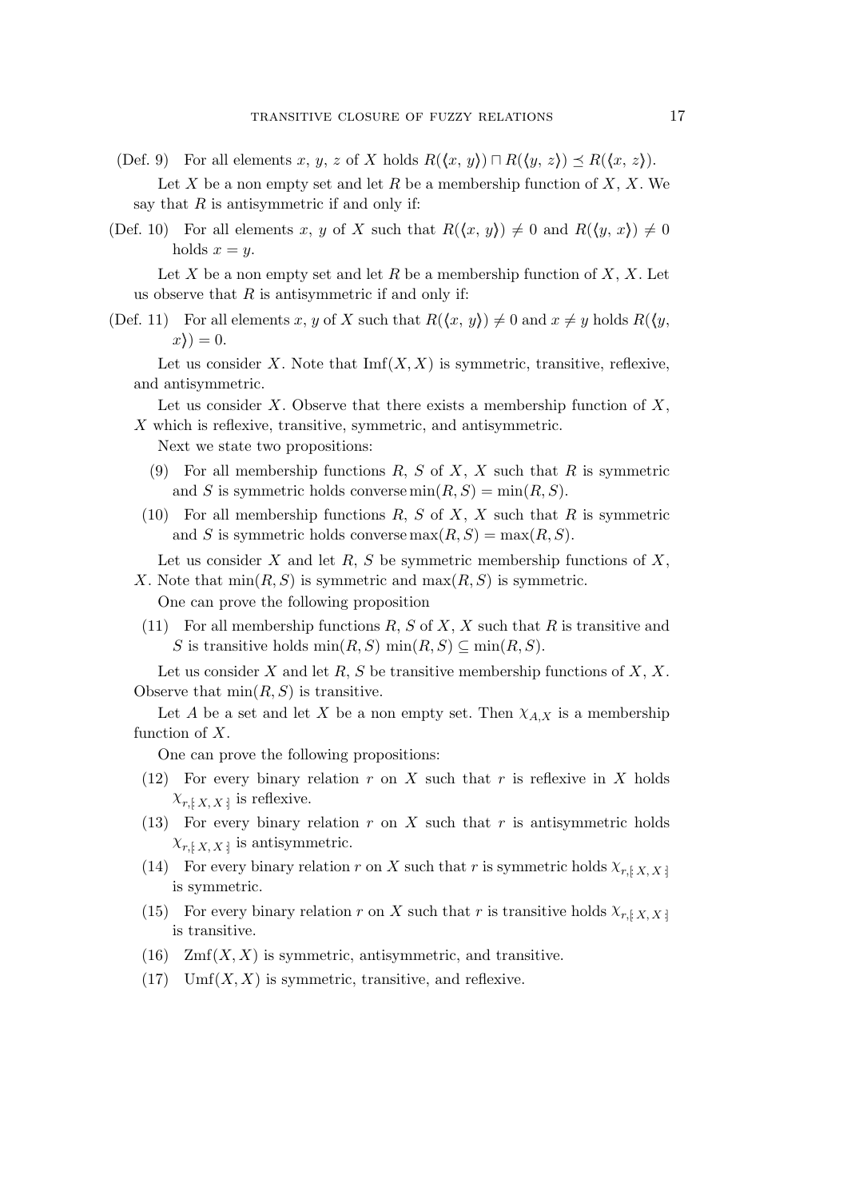(Def. 9) For all elements $x$, $y$, $z$ of $X$ holds $R(\langle x, y\rangle) \sqcap R(\langle y, z\rangle) \preceq R(\langle x, z\rangle)$.

Let $X$ be a non empty set and let $R$ be a membership function of $X$, $X$. We say that $R$ is antisymmetric if and only if:

(Def. 10) For all elements $x$, $y$ of $X$ such that $R(\langle x, y\rangle) \neq 0$ and $R(\langle y, x\rangle) \neq 0$ holds $x = y$.

Let $X$ be a non empty set and let $R$ be a membership function of $X$, $X$. Let us observe that $R$ is antisymmetric if and only if:

(Def. 11) For all elements $x$, $y$ of $X$ such that $R(\langle x, y\rangle) \neq 0$ and $x \neq y$ holds $R(\langle y, x\rangle) = 0$.

Let us consider $X$. Note that $\mathrm{Imf}(X, X)$ is symmetric, transitive, reflexive, and antisymmetric.

Let us consider $X$. Observe that there exists a membership function of $X$, $X$ which is reflexive, transitive, symmetric, and antisymmetric.

Next we state two propositions:

(9) For all membership functions $R$, $S$ of $X$, $X$ such that $R$ is symmetric and $S$ is symmetric holds $\mathrm{converse}\min(R, S) = \min(R, S)$.

(10) For all membership functions $R$, $S$ of $X$, $X$ such that $R$ is symmetric and $S$ is symmetric holds $\mathrm{converse}\max(R, S) = \max(R, S)$.

Let us consider $X$ and let $R$, $S$ be symmetric membership functions of $X$, $X$. Note that $\min(R, S)$ is symmetric and $\max(R, S)$ is symmetric.

One can prove the following proposition

(11) For all membership functions $R$, $S$ of $X$, $X$ such that $R$ is transitive and $S$ is transitive holds $\min(R, S)\ \min(R, S) \subseteq \min(R, S)$.

Let us consider $X$ and let $R$, $S$ be transitive membership functions of $X$, $X$. Observe that $\min(R, S)$ is transitive.

Let $A$ be a set and let $X$ be a non empty set. Then $\chi_{A,X}$ is a membership function of $X$.

One can prove the following propositions:

(12) For every binary relation $r$ on $X$ such that $r$ is reflexive in $X$ holds $\chi_{r,[X, X]}$ is reflexive.

(13) For every binary relation $r$ on $X$ such that $r$ is antisymmetric holds $\chi_{r,[X, X]}$ is antisymmetric.

(14) For every binary relation $r$ on $X$ such that $r$ is symmetric holds $\chi_{r,[X, X]}$ is symmetric.

(15) For every binary relation $r$ on $X$ such that $r$ is transitive holds $\chi_{r,[X, X]}$ is transitive.

(16) $\mathrm{Zmf}(X, X)$ is symmetric, antisymmetric, and transitive.

(17) $\mathrm{Umf}(X, X)$ is symmetric, transitive, and reflexive.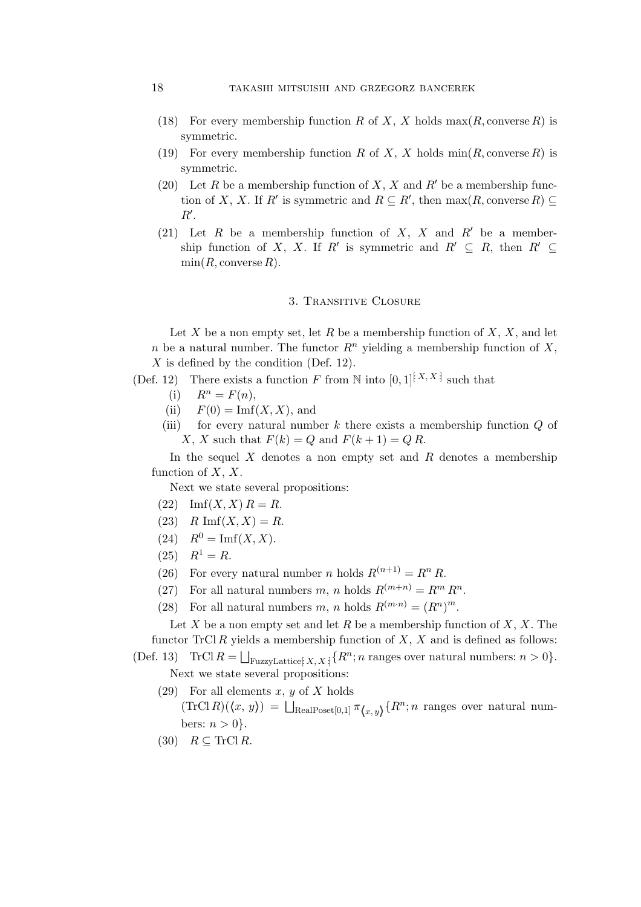(18) For every membership function $R$ of $X$, $X$ holds $\max(R, \operatorname{converse} R)$ is symmetric.

(19) For every membership function $R$ of $X$, $X$ holds $\min(R, \operatorname{converse} R)$ is symmetric.

(20) Let $R$ be a membership function of $X$, $X$ and $R'$ be a membership function of $X$, $X$. If $R'$ is symmetric and $R \subseteq R'$, then $\max(R, \operatorname{converse} R) \subseteq R'$.

(21) Let $R$ be a membership function of $X$, $X$ and $R'$ be a membership function of $X$, $X$. If $R'$ is symmetric and $R' \subseteq R$, then $R' \subseteq \min(R, \operatorname{converse} R)$.

## 3. Transitive Closure

Let $X$ be a non empty set, let $R$ be a membership function of $X$, $X$, and let $n$ be a natural number. The functor $R^n$ yielding a membership function of $X$, $X$ is defined by the condition (Def. 12).

(Def. 12) There exists a function $F$ from $\mathbb{N}$ into $[0,1]^{[: X, X :]}$ such that

- (i) $R^n = F(n)$,
- (ii) $F(0) = \operatorname{Imf}(X, X)$, and
- (iii) for every natural number $k$ there exists a membership function $Q$ of $X$, $X$ such that $F(k) = Q$ and $F(k+1) = Q\,R$.

In the sequel $X$ denotes a non empty set and $R$ denotes a membership function of $X$, $X$.

Next we state several propositions:

(22) $\operatorname{Imf}(X, X)\,R = R$.

(23) $R\,\operatorname{Imf}(X, X) = R$.

(24) $R^0 = \operatorname{Imf}(X, X)$.

(25) $R^1 = R$.

(26) For every natural number $n$ holds $R^{(n+1)} = R^n\,R$.

(27) For all natural numbers $m$, $n$ holds $R^{(m+n)} = R^m\,R^n$.

(28) For all natural numbers $m$, $n$ holds $R^{(m \cdot n)} = (R^n)^m$.

Let $X$ be a non empty set and let $R$ be a membership function of $X$, $X$. The functor $\operatorname{TrCl} R$ yields a membership function of $X$, $X$ and is defined as follows:

(Def. 13) $\operatorname{TrCl} R = \bigsqcup_{\mathrm{FuzzyLattice}[: X, X :]} \{R^n; n \text{ ranges over natural numbers: } n > 0\}$.

Next we state several propositions:

(29) For all elements $x$, $y$ of $X$ holds $(\operatorname{TrCl} R)(\langle x, y \rangle) = \bigsqcup_{\mathrm{RealPoset}[0,1]} \pi_{\langle x, y \rangle}\{R^n; n \text{ ranges over natural numbers: } n > 0\}$.

(30) $R \subseteq \operatorname{TrCl} R$.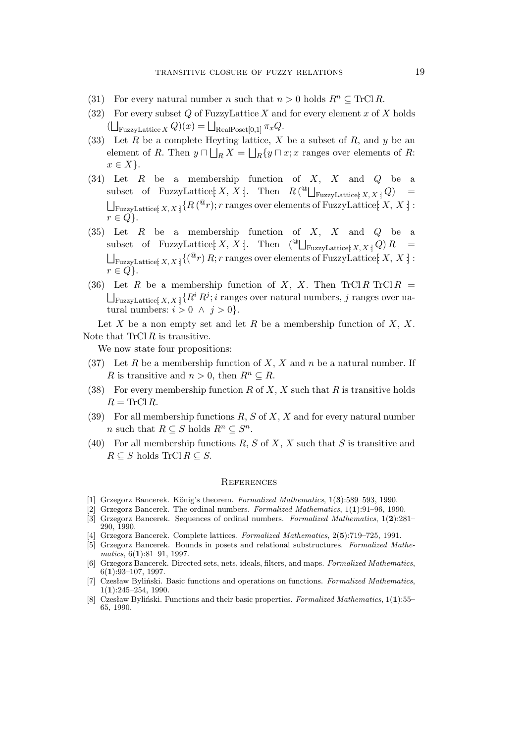(31) For every natural number $n$ such that $n > 0$ holds $R^n \subseteq \mathrm{TrCl}\, R$.

(32) For every subset $Q$ of FuzzyLattice $X$ and for every element $x$ of $X$ holds $(\bigsqcup_{\mathrm{FuzzyLattice}\, X} Q)(x) = \bigsqcup_{\mathrm{RealPoset}[0,1]} \pi_x Q$.

(33) Let $R$ be a complete Heyting lattice, $X$ be a subset of $R$, and $y$ be an element of $R$. Then $y \sqcap \bigsqcup_R X = \bigsqcup_R \{y \sqcap x; x$ ranges over elements of $R$: $x \in X\}$.

(34) Let $R$ be a membership function of $X$, $X$ and $Q$ be a subset of FuzzyLattice$[\!: X, X :\!]$. Then $R\,({}^{@}\bigsqcup_{\mathrm{FuzzyLattice}[\!: X, X :\!]} Q) = \bigsqcup_{\mathrm{FuzzyLattice}[\!: X, X :\!]} \{R\,({}^{@}r); r$ ranges over elements of FuzzyLattice$[\!: X, X :\!]$ : $r \in Q\}$.

(35) Let $R$ be a membership function of $X$, $X$ and $Q$ be a subset of FuzzyLattice$[\!: X, X :\!]$. Then $({}^{@}\bigsqcup_{\mathrm{FuzzyLattice}[\!: X, X :\!]} Q)\, R = \bigsqcup_{\mathrm{FuzzyLattice}[\!: X, X :\!]} \{({}^{@}r)\, R; r$ ranges over elements of FuzzyLattice$[\!: X, X :\!]$ : $r \in Q\}$.

(36) Let $R$ be a membership function of $X$, $X$. Then $\mathrm{TrCl}\, R\, \mathrm{TrCl}\, R = \bigsqcup_{\mathrm{FuzzyLattice}[\!: X, X :\!]} \{R^i\, R^j; i$ ranges over natural numbers, $j$ ranges over natural numbers: $i > 0 \ \wedge\ j > 0\}$.

Let $X$ be a non empty set and let $R$ be a membership function of $X$, $X$. Note that $\mathrm{TrCl}\, R$ is transitive.

We now state four propositions:

(37) Let $R$ be a membership function of $X$, $X$ and $n$ be a natural number. If $R$ is transitive and $n > 0$, then $R^n \subseteq R$.

(38) For every membership function $R$ of $X$, $X$ such that $R$ is transitive holds $R = \mathrm{TrCl}\, R$.

(39) For all membership functions $R$, $S$ of $X$, $X$ and for every natural number $n$ such that $R \subseteq S$ holds $R^n \subseteq S^n$.

(40) For all membership functions $R$, $S$ of $X$, $X$ such that $S$ is transitive and $R \subseteq S$ holds $\mathrm{TrCl}\, R \subseteq S$.

## References

[1] Grzegorz Bancerek. König's theorem. *Formalized Mathematics*, 1(**3**):589–593, 1990.

[2] Grzegorz Bancerek. The ordinal numbers. *Formalized Mathematics*, 1(**1**):91–96, 1990.

[3] Grzegorz Bancerek. Sequences of ordinal numbers. *Formalized Mathematics*, 1(**2**):281–290, 1990.

[4] Grzegorz Bancerek. Complete lattices. *Formalized Mathematics*, 2(**5**):719–725, 1991.

[5] Grzegorz Bancerek. Bounds in posets and relational substructures. *Formalized Mathematics*, 6(**1**):81–91, 1997.

[6] Grzegorz Bancerek. Directed sets, nets, ideals, filters, and maps. *Formalized Mathematics*, 6(**1**):93–107, 1997.

[7] Czesław Byliński. Basic functions and operations on functions. *Formalized Mathematics*, 1(**1**):245–254, 1990.

[8] Czesław Byliński. Functions and their basic properties. *Formalized Mathematics*, 1(**1**):55–65, 1990.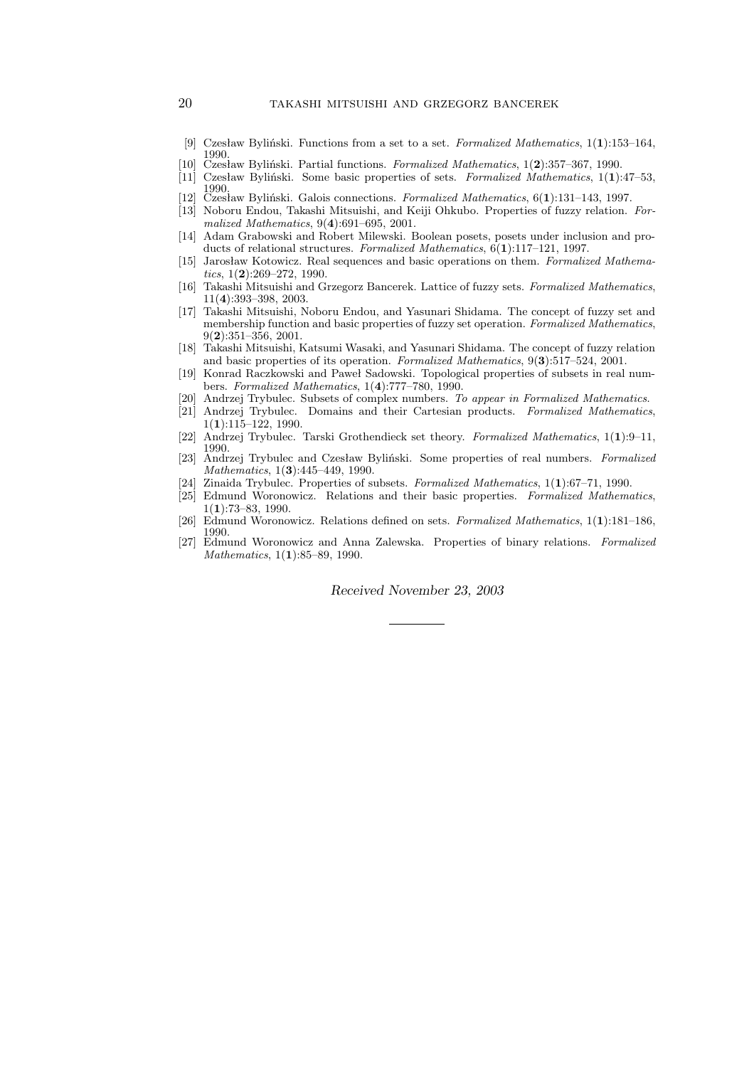[9] Czesław Byliński. Functions from a set to a set. *Formalized Mathematics*, 1(**1**):153–164, 1990.

[10] Czesław Byliński. Partial functions. *Formalized Mathematics*, 1(**2**):357–367, 1990.

[11] Czesław Byliński. Some basic properties of sets. *Formalized Mathematics*, 1(**1**):47–53, 1990.

[12] Czesław Byliński. Galois connections. *Formalized Mathematics*, 6(**1**):131–143, 1997.

[13] Noboru Endou, Takashi Mitsuishi, and Keiji Ohkubo. Properties of fuzzy relation. *Formalized Mathematics*, 9(**4**):691–695, 2001.

[14] Adam Grabowski and Robert Milewski. Boolean posets, posets under inclusion and products of relational structures. *Formalized Mathematics*, 6(**1**):117–121, 1997.

[15] Jarosław Kotowicz. Real sequences and basic operations on them. *Formalized Mathematics*, 1(**2**):269–272, 1990.

[16] Takashi Mitsuishi and Grzegorz Bancerek. Lattice of fuzzy sets. *Formalized Mathematics*, 11(**4**):393–398, 2003.

[17] Takashi Mitsuishi, Noboru Endou, and Yasunari Shidama. The concept of fuzzy set and membership function and basic properties of fuzzy set operation. *Formalized Mathematics*, 9(**2**):351–356, 2001.

[18] Takashi Mitsuishi, Katsumi Wasaki, and Yasunari Shidama. The concept of fuzzy relation and basic properties of its operation. *Formalized Mathematics*, 9(**3**):517–524, 2001.

[19] Konrad Raczkowski and Paweł Sadowski. Topological properties of subsets in real numbers. *Formalized Mathematics*, 1(**4**):777–780, 1990.

[20] Andrzej Trybulec. Subsets of complex numbers. *To appear in Formalized Mathematics.*

[21] Andrzej Trybulec. Domains and their Cartesian products. *Formalized Mathematics*, 1(**1**):115–122, 1990.

[22] Andrzej Trybulec. Tarski Grothendieck set theory. *Formalized Mathematics*, 1(**1**):9–11, 1990.

[23] Andrzej Trybulec and Czesław Byliński. Some properties of real numbers. *Formalized Mathematics*, 1(**3**):445–449, 1990.

[24] Zinaida Trybulec. Properties of subsets. *Formalized Mathematics*, 1(**1**):67–71, 1990.

[25] Edmund Woronowicz. Relations and their basic properties. *Formalized Mathematics*, 1(**1**):73–83, 1990.

[26] Edmund Woronowicz. Relations defined on sets. *Formalized Mathematics*, 1(**1**):181–186, 1990.

[27] Edmund Woronowicz and Anna Zalewska. Properties of binary relations. *Formalized Mathematics*, 1(**1**):85–89, 1990.

*Received November 23, 2003*